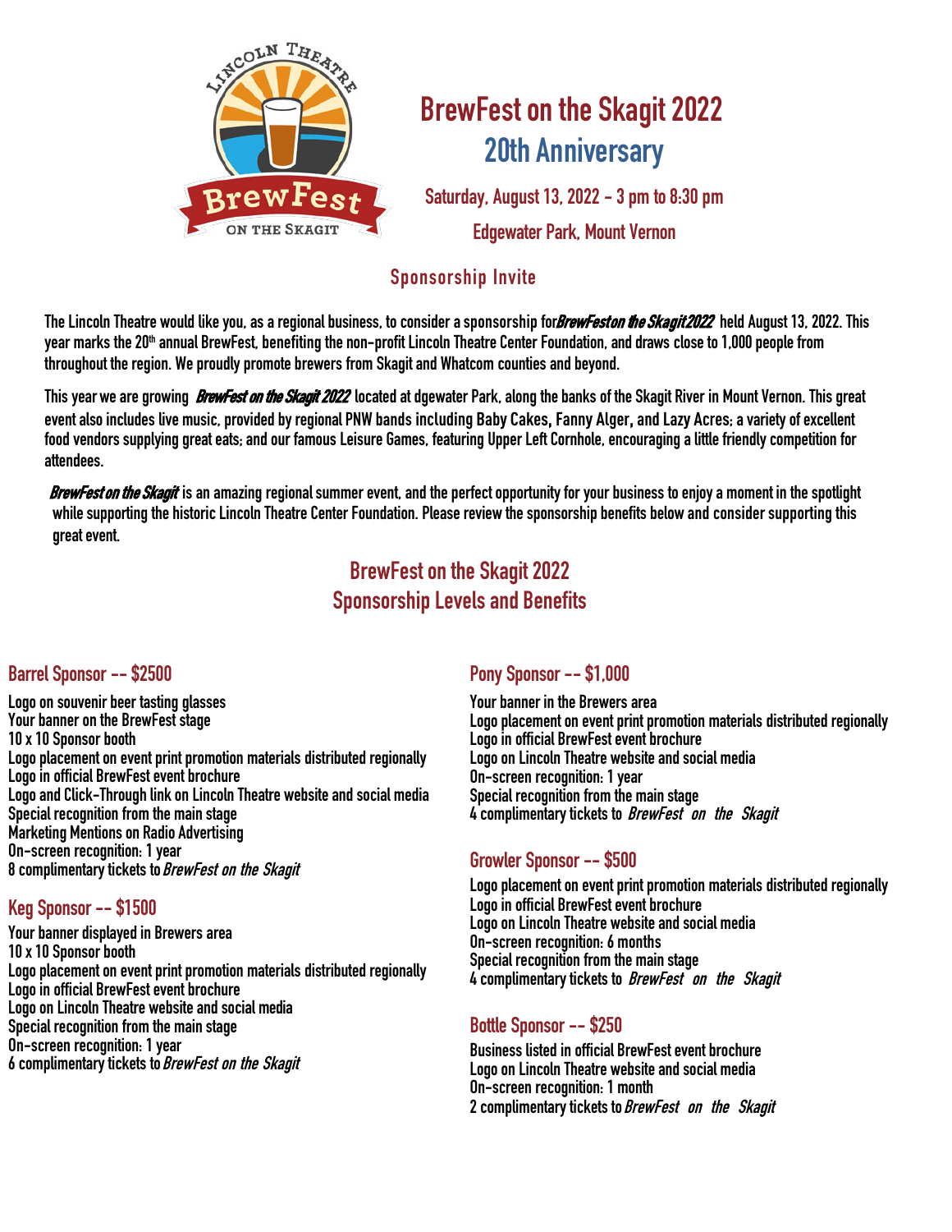# BrewFest on the Skagit 2022

## 20th Anniversary

**Saturday, August 13, 2022 - 3 pm to 8:30 pm**

**Edgewater Park, Mount Vernon**

### Sponsorship Invite

The Lincoln Theatre would like you, as a regional business, to consider a sponsorship for *BrewFest on the Skagit 2022* held August 13, 2022. This year marks the 20th annual BrewFest, benefiting the non-profit Lincoln Theatre Center Foundation, and draws close to 1,000 people from throughout the region. We proudly promote brewers from Skagit and Whatcom counties and beyond.

This year we are growing *BrewFest on the Skagit 2022* located at dgewater Park, along the banks of the Skagit River in Mount Vernon. This great event also includes live music, provided by regional PNW bands including Baby Cakes, Fanny Alger, and Lazy Acres; a variety of excellent food vendors supplying great eats; and our famous Leisure Games, featuring Upper Left Cornhole, encouraging a little friendly competition for attendees.

*BrewFest on the Skagit* is an amazing regional summer event, and the perfect opportunity for your business to enjoy a moment in the spotlight while supporting the historic Lincoln Theatre Center Foundation. Please review the sponsorship benefits below and consider supporting this great event.

## BrewFest on the Skagit 2022 Sponsorship Levels and Benefits

### Barrel Sponsor -- $2500

Logo on souvenir beer tasting glasses
Your banner on the BrewFest stage
10 x 10 Sponsor booth
Logo placement on event print promotion materials distributed regionally
Logo in official BrewFest event brochure
Logo and Click-Through link on Lincoln Theatre website and social media
Special recognition from the main stage
Marketing Mentions on Radio Advertising
On-screen recognition: 1 year
8 complimentary tickets to *BrewFest on the Skagit*

### Keg Sponsor -- $1500

Your banner displayed in Brewers area
10 x 10 Sponsor booth
Logo placement on event print promotion materials distributed regionally
Logo in official BrewFest event brochure
Logo on Lincoln Theatre website and social media
Special recognition from the main stage
On-screen recognition: 1 year
6 complimentary tickets to *BrewFest on the Skagit*

### Pony Sponsor -- $1,000

Your banner in the Brewers area
Logo placement on event print promotion materials distributed regionally
Logo in official BrewFest event brochure
Logo on Lincoln Theatre website and social media
On-screen recognition: 1 year
Special recognition from the main stage
4 complimentary tickets to *BrewFest on the Skagit*

### Growler Sponsor -- $500

Logo placement on event print promotion materials distributed regionally
Logo in official BrewFest event brochure
Logo on Lincoln Theatre website and social media
On-screen recognition: 6 months
Special recognition from the main stage
4 complimentary tickets to *BrewFest on the Skagit*

### Bottle Sponsor -- $250

Business listed in official BrewFest event brochure
Logo on Lincoln Theatre website and social media
On-screen recognition: 1 month
2 complimentary tickets to *BrewFest on the Skagit*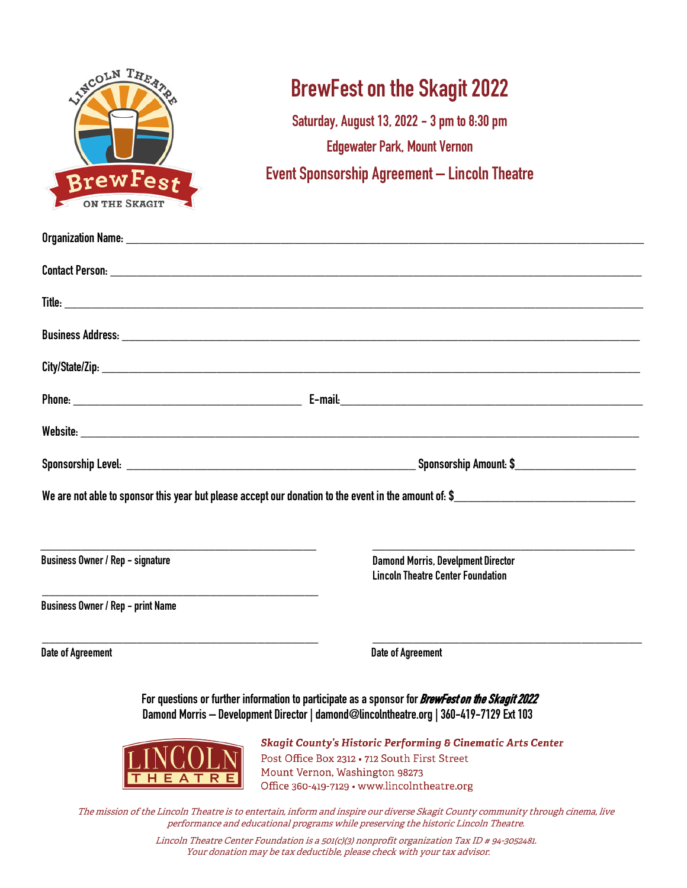# BrewFest on the Skagit 2022

**Saturday, August 13, 2022 - 3 pm to 8:30 pm**

**Edgewater Park, Mount Vernon**

## Event Sponsorship Agreement – Lincoln Theatre

**Organization Name:** ____________________________________________

**Contact Person:** ____________________________________________

**Title:** ____________________________________________

**Business Address:** ____________________________________________

**City/State/Zip:** ____________________________________________

**Phone:** ______________________ **E-mail:** ______________________

**Website:** ____________________________________________

**Sponsorship Level:** ______________________ **Sponsorship Amount: $**______________

**We are not able to sponsor this year but please accept our donation to the event in the amount of: $**______________

______________________________

**Business Owner / Rep - signature**

______________________________

**Business Owner / Rep - print Name**

______________________________

**Date of Agreement**

______________________________

**Damond Morris, Develpment Director**
**Lincoln Theatre Center Foundation**

______________________________

**Date of Agreement**

**For questions or further information to participate as a sponsor for *BrewFest on the Skagit 2022***
**Damond Morris – Development Director | damond@lincolntheatre.org | 360-419-7129 Ext 103**

***Skagit County's Historic Performing & Cinematic Arts Center***
Post Office Box 2312 • 712 South First Street
Mount Vernon, Washington 98273
Office 360-419-7129 • www.lincolntheatre.org

*The mission of the Lincoln Theatre is to entertain, inform and inspire our diverse Skagit County community through cinema, live performance and educational programs while preserving the historic Lincoln Theatre.*

*Lincoln Theatre Center Foundation is a 501(c)(3) nonprofit organization Tax ID # 94-3052481.*
*Your donation may be tax deductible, please check with your tax advisor.*